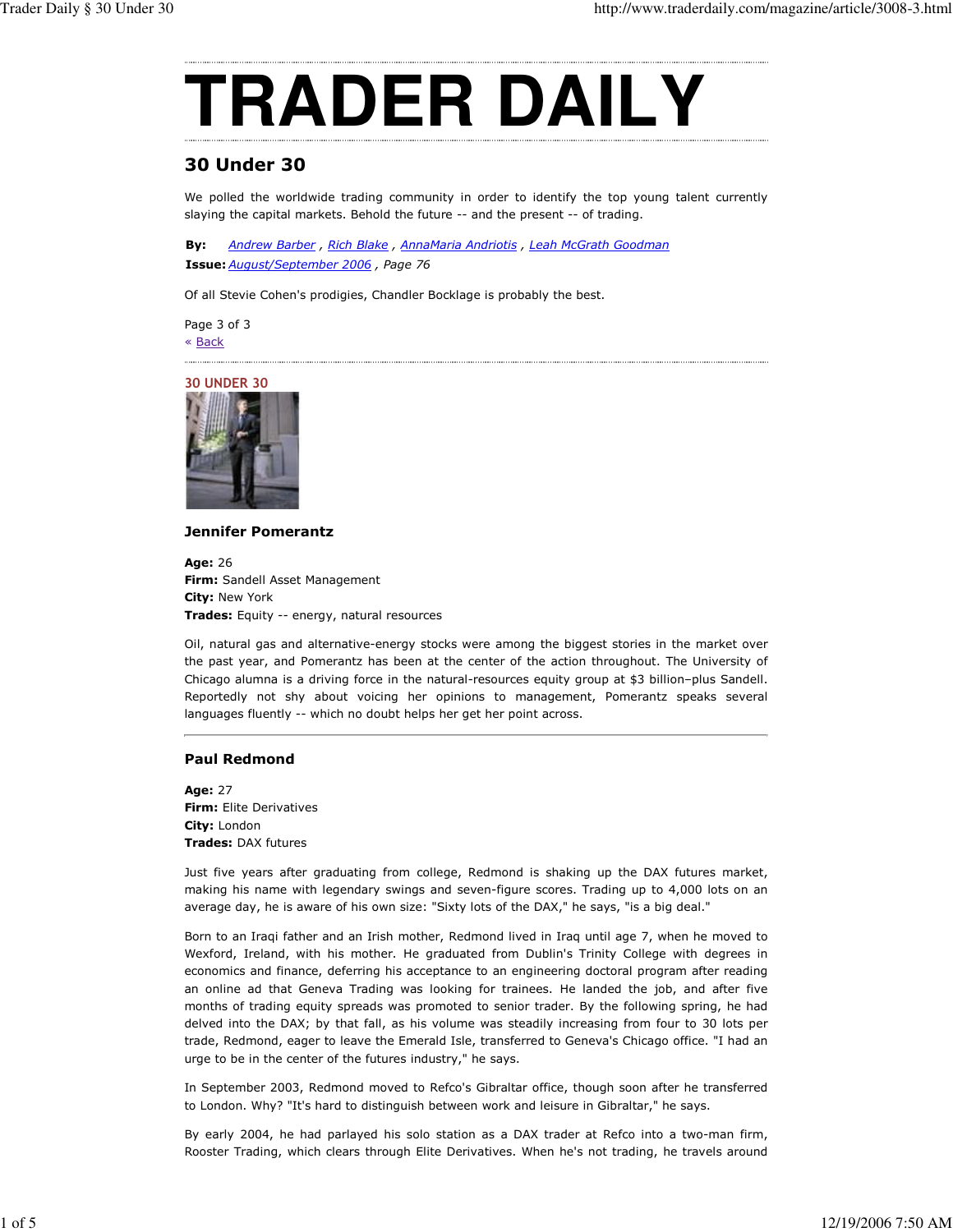# TRADER DAILY

## 30 Under 30

We polled the worldwide trading community in order to identify the top young talent currently slaying the capital markets. Behold the future -- and the present -- of trading.

**By:** Andrew Barber , Rich Blake , AnnaMaria Andriotis , Leah McGrath Goodman
**Issue:** August/September 2006 , *Page 76*

Of all Stevie Cohen's prodigies, Chandler Bocklage is probably the best.

Page 3 of 3
« Back

**30 UNDER 30**

### Jennifer Pomerantz

**Age:** 26
**Firm:** Sandell Asset Management
**City:** New York
**Trades:** Equity -- energy, natural resources

Oil, natural gas and alternative-energy stocks were among the biggest stories in the market over the past year, and Pomerantz has been at the center of the action throughout. The University of Chicago alumna is a driving force in the natural-resources equity group at $3 billion–plus Sandell. Reportedly not shy about voicing her opinions to management, Pomerantz speaks several languages fluently -- which no doubt helps her get her point across.

---

### Paul Redmond

**Age:** 27
**Firm:** Elite Derivatives
**City:** London
**Trades:** DAX futures

Just five years after graduating from college, Redmond is shaking up the DAX futures market, making his name with legendary swings and seven-figure scores. Trading up to 4,000 lots on an average day, he is aware of his own size: "Sixty lots of the DAX," he says, "is a big deal."

Born to an Iraqi father and an Irish mother, Redmond lived in Iraq until age 7, when he moved to Wexford, Ireland, with his mother. He graduated from Dublin's Trinity College with degrees in economics and finance, deferring his acceptance to an engineering doctoral program after reading an online ad that Geneva Trading was looking for trainees. He landed the job, and after five months of trading equity spreads was promoted to senior trader. By the following spring, he had delved into the DAX; by that fall, as his volume was steadily increasing from four to 30 lots per trade, Redmond, eager to leave the Emerald Isle, transferred to Geneva's Chicago office. "I had an urge to be in the center of the futures industry," he says.

In September 2003, Redmond moved to Refco's Gibraltar office, though soon after he transferred to London. Why? "It's hard to distinguish between work and leisure in Gibraltar," he says.

By early 2004, he had parlayed his solo station as a DAX trader at Refco into a two-man firm, Rooster Trading, which clears through Elite Derivatives. When he's not trading, he travels around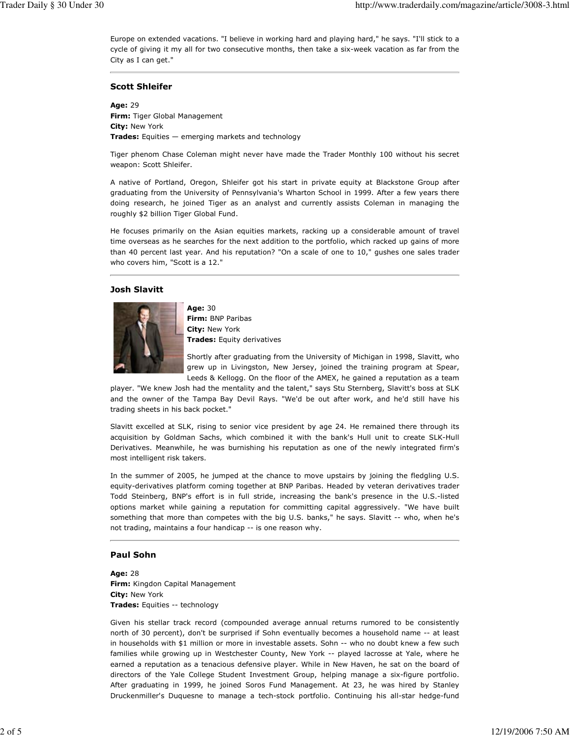Europe on extended vacations. "I believe in working hard and playing hard," he says. "I'll stick to a cycle of giving it my all for two consecutive months, then take a six-week vacation as far from the City as I can get."

### Scott Shleifer

**Age:** 29
**Firm:** Tiger Global Management
**City:** New York
**Trades:** Equities — emerging markets and technology

Tiger phenom Chase Coleman might never have made the Trader Monthly 100 without his secret weapon: Scott Shleifer.

A native of Portland, Oregon, Shleifer got his start in private equity at Blackstone Group after graduating from the University of Pennsylvania's Wharton School in 1999. After a few years there doing research, he joined Tiger as an analyst and currently assists Coleman in managing the roughly $2 billion Tiger Global Fund.

He focuses primarily on the Asian equities markets, racking up a considerable amount of travel time overseas as he searches for the next addition to the portfolio, which racked up gains of more than 40 percent last year. And his reputation? "On a scale of one to 10," gushes one sales trader who covers him, "Scott is a 12."

### Josh Slavitt

**Age:** 30
**Firm:** BNP Paribas
**City:** New York
**Trades:** Equity derivatives

Shortly after graduating from the University of Michigan in 1998, Slavitt, who grew up in Livingston, New Jersey, joined the training program at Spear, Leeds & Kellogg. On the floor of the AMEX, he gained a reputation as a team player. "We knew Josh had the mentality and the talent," says Stu Sternberg, Slavitt's boss at SLK and the owner of the Tampa Bay Devil Rays. "We'd be out after work, and he'd still have his trading sheets in his back pocket."

Slavitt excelled at SLK, rising to senior vice president by age 24. He remained there through its acquisition by Goldman Sachs, which combined it with the bank's Hull unit to create SLK-Hull Derivatives. Meanwhile, he was burnishing his reputation as one of the newly integrated firm's most intelligent risk takers.

In the summer of 2005, he jumped at the chance to move upstairs by joining the fledgling U.S. equity-derivatives platform coming together at BNP Paribas. Headed by veteran derivatives trader Todd Steinberg, BNP's effort is in full stride, increasing the bank's presence in the U.S.-listed options market while gaining a reputation for committing capital aggressively. "We have built something that more than competes with the big U.S. banks," he says. Slavitt -- who, when he's not trading, maintains a four handicap -- is one reason why.

### Paul Sohn

**Age:** 28
**Firm:** Kingdon Capital Management
**City:** New York
**Trades:** Equities -- technology

Given his stellar track record (compounded average annual returns rumored to be consistently north of 30 percent), don't be surprised if Sohn eventually becomes a household name -- at least in households with $1 million or more in investable assets. Sohn -- who no doubt knew a few such families while growing up in Westchester County, New York -- played lacrosse at Yale, where he earned a reputation as a tenacious defensive player. While in New Haven, he sat on the board of directors of the Yale College Student Investment Group, helping manage a six-figure portfolio. After graduating in 1999, he joined Soros Fund Management. At 23, he was hired by Stanley Druckenmiller's Duquesne to manage a tech-stock portfolio. Continuing his all-star hedge-fund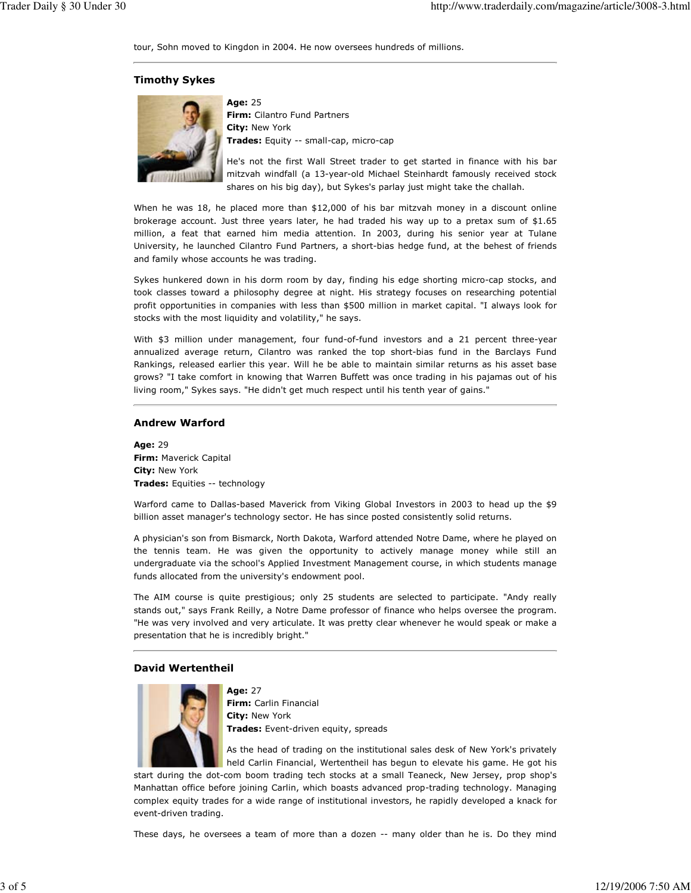tour, Sohn moved to Kingdon in 2004. He now oversees hundreds of millions.

---

### Timothy Sykes

**Age:** 25
**Firm:** Cilantro Fund Partners
**City:** New York
**Trades:** Equity -- small-cap, micro-cap

He's not the first Wall Street trader to get started in finance with his bar mitzvah windfall (a 13-year-old Michael Steinhardt famously received stock shares on his big day), but Sykes's parlay just might take the challah.

When he was 18, he placed more than $12,000 of his bar mitzvah money in a discount online brokerage account. Just three years later, he had traded his way up to a pretax sum of $1.65 million, a feat that earned him media attention. In 2003, during his senior year at Tulane University, he launched Cilantro Fund Partners, a short-bias hedge fund, at the behest of friends and family whose accounts he was trading.

Sykes hunkered down in his dorm room by day, finding his edge shorting micro-cap stocks, and took classes toward a philosophy degree at night. His strategy focuses on researching potential profit opportunities in companies with less than $500 million in market capital. "I always look for stocks with the most liquidity and volatility," he says.

With $3 million under management, four fund-of-fund investors and a 21 percent three-year annualized average return, Cilantro was ranked the top short-bias fund in the Barclays Fund Rankings, released earlier this year. Will he be able to maintain similar returns as his asset base grows? "I take comfort in knowing that Warren Buffett was once trading in his pajamas out of his living room," Sykes says. "He didn't get much respect until his tenth year of gains."

---

### Andrew Warford

**Age:** 29
**Firm:** Maverick Capital
**City:** New York
**Trades:** Equities -- technology

Warford came to Dallas-based Maverick from Viking Global Investors in 2003 to head up the $9 billion asset manager's technology sector. He has since posted consistently solid returns.

A physician's son from Bismarck, North Dakota, Warford attended Notre Dame, where he played on the tennis team. He was given the opportunity to actively manage money while still an undergraduate via the school's Applied Investment Management course, in which students manage funds allocated from the university's endowment pool.

The AIM course is quite prestigious; only 25 students are selected to participate. "Andy really stands out," says Frank Reilly, a Notre Dame professor of finance who helps oversee the program. "He was very involved and very articulate. It was pretty clear whenever he would speak or make a presentation that he is incredibly bright."

---

### David Wertentheil

**Age:** 27
**Firm:** Carlin Financial
**City:** New York
**Trades:** Event-driven equity, spreads

As the head of trading on the institutional sales desk of New York's privately held Carlin Financial, Wertentheil has begun to elevate his game. He got his start during the dot-com boom trading tech stocks at a small Teaneck, New Jersey, prop shop's Manhattan office before joining Carlin, which boasts advanced prop-trading technology. Managing complex equity trades for a wide range of institutional investors, he rapidly developed a knack for event-driven trading.

These days, he oversees a team of more than a dozen -- many older than he is. Do they mind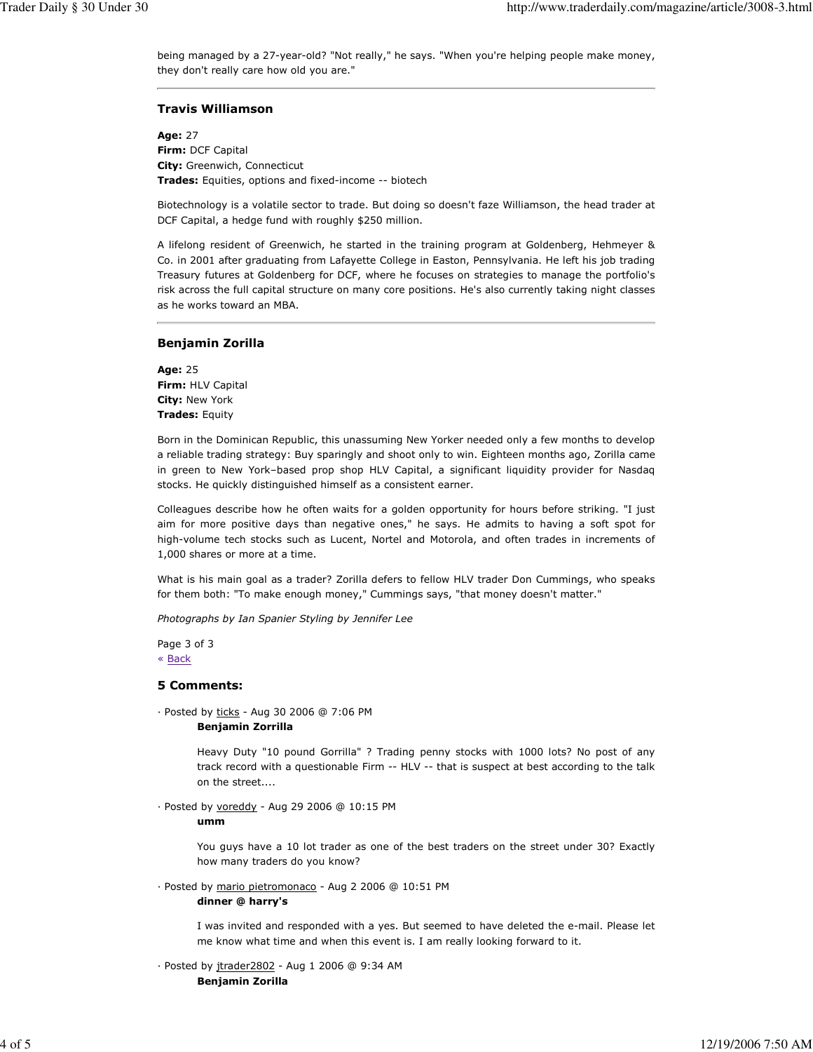being managed by a 27-year-old? "Not really," he says. "When you're helping people make money, they don't really care how old you are."

### Travis Williamson

**Age:** 27
**Firm:** DCF Capital
**City:** Greenwich, Connecticut
**Trades:** Equities, options and fixed-income -- biotech

Biotechnology is a volatile sector to trade. But doing so doesn't faze Williamson, the head trader at DCF Capital, a hedge fund with roughly $250 million.

A lifelong resident of Greenwich, he started in the training program at Goldenberg, Hehmeyer & Co. in 2001 after graduating from Lafayette College in Easton, Pennsylvania. He left his job trading Treasury futures at Goldenberg for DCF, where he focuses on strategies to manage the portfolio's risk across the full capital structure on many core positions. He's also currently taking night classes as he works toward an MBA.

### Benjamin Zorilla

**Age:** 25
**Firm:** HLV Capital
**City:** New York
**Trades:** Equity

Born in the Dominican Republic, this unassuming New Yorker needed only a few months to develop a reliable trading strategy: Buy sparingly and shoot only to win. Eighteen months ago, Zorilla came in green to New York–based prop shop HLV Capital, a significant liquidity provider for Nasdaq stocks. He quickly distinguished himself as a consistent earner.

Colleagues describe how he often waits for a golden opportunity for hours before striking. "I just aim for more positive days than negative ones," he says. He admits to having a soft spot for high-volume tech stocks such as Lucent, Nortel and Motorola, and often trades in increments of 1,000 shares or more at a time.

What is his main goal as a trader? Zorilla defers to fellow HLV trader Don Cummings, who speaks for them both: "To make enough money," Cummings says, "that money doesn't matter."

*Photographs by Ian Spanier Styling by Jennifer Lee*

Page 3 of 3
« Back

### 5 Comments:

· Posted by ticks - Aug 30 2006 @ 7:06 PM
**Benjamin Zorrilla**

Heavy Duty "10 pound Gorrilla" ? Trading penny stocks with 1000 lots? No post of any track record with a questionable Firm -- HLV -- that is suspect at best according to the talk on the street....

· Posted by voreddy - Aug 29 2006 @ 10:15 PM
**umm**

You guys have a 10 lot trader as one of the best traders on the street under 30? Exactly how many traders do you know?

· Posted by mario pietromonaco - Aug 2 2006 @ 10:51 PM
**dinner @ harry's**

I was invited and responded with a yes. But seemed to have deleted the e-mail. Please let me know what time and when this event is. I am really looking forward to it.

· Posted by jtrader2802 - Aug 1 2006 @ 9:34 AM
**Benjamin Zorilla**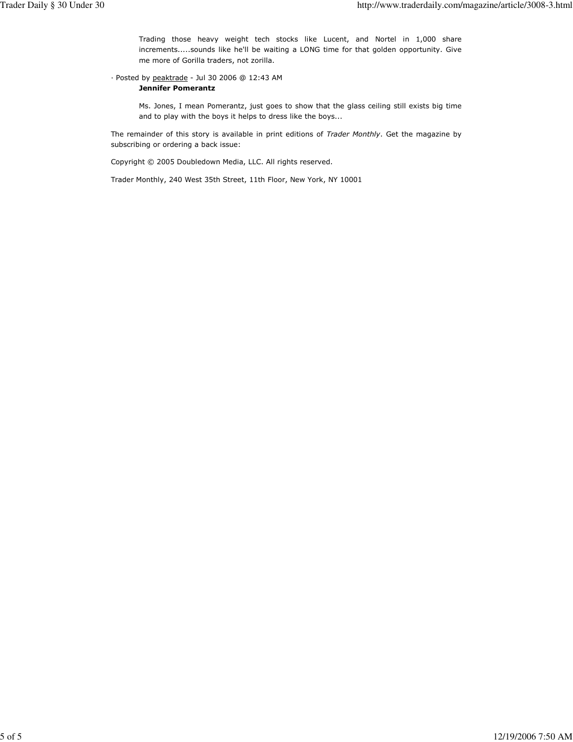Trading those heavy weight tech stocks like Lucent, and Nortel in 1,000 share increments.....sounds like he'll be waiting a LONG time for that golden opportunity. Give me more of Gorilla traders, not zorilla.

· Posted by peaktrade - Jul 30 2006 @ 12:43 AM

**Jennifer Pomerantz**

Ms. Jones, I mean Pomerantz, just goes to show that the glass ceiling still exists big time and to play with the boys it helps to dress like the boys...

The remainder of this story is available in print editions of *Trader Monthly*. Get the magazine by subscribing or ordering a back issue:

Copyright © 2005 Doubledown Media, LLC. All rights reserved.

Trader Monthly, 240 West 35th Street, 11th Floor, New York, NY 10001